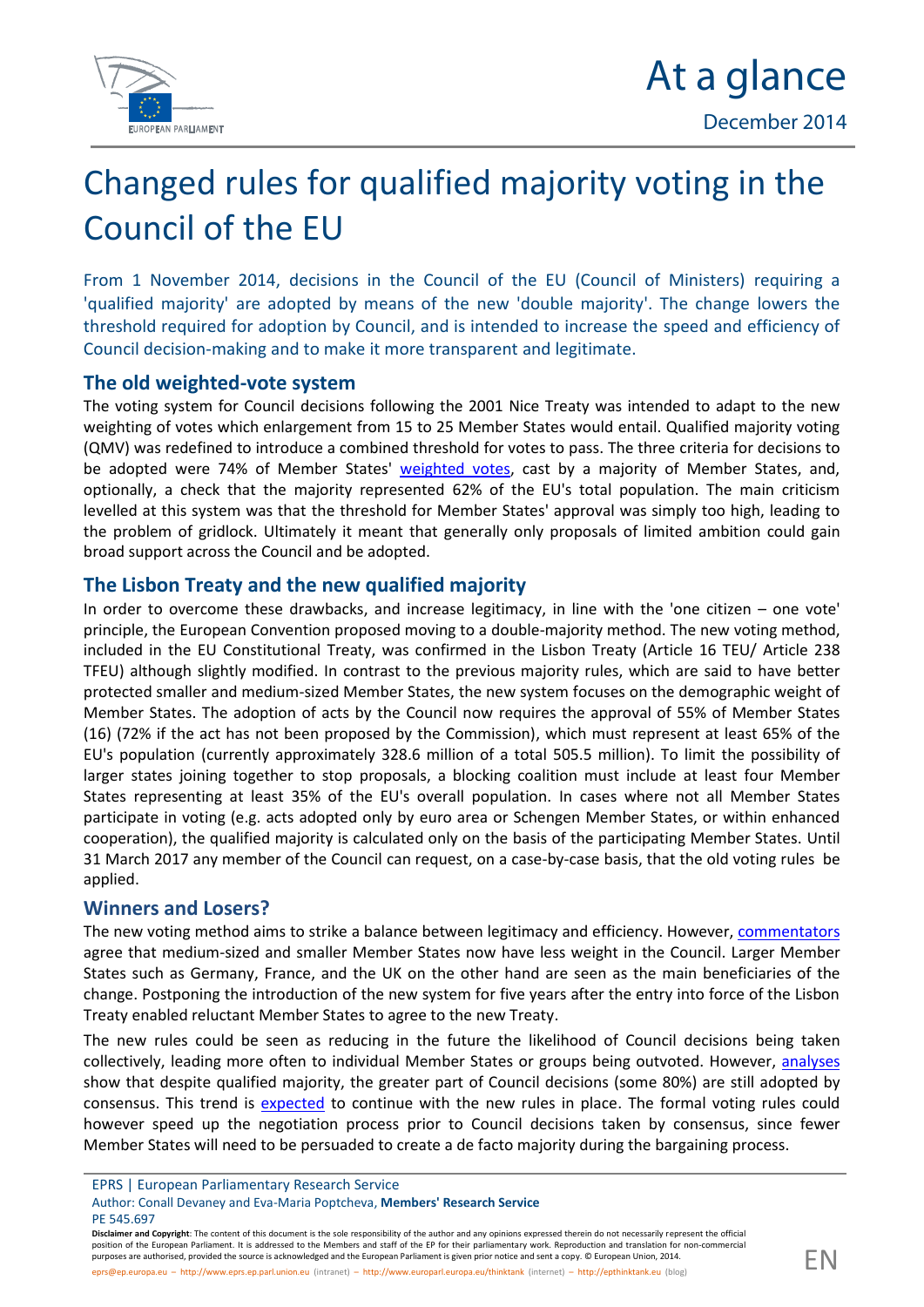At a glance

December 2014

# Changed rules for qualified majority voting in the Council of the EU

From 1 November 2014, decisions in the Council of the EU (Council of Ministers) requiring a 'qualified majority' are adopted by means of the new 'double majority'. The change lowers the threshold required for adoption by Council, and is intended to increase the speed and efficiency of Council decision-making and to make it more transparent and legitimate.

## The old weighted-vote system

The voting system for Council decisions following the 2001 Nice Treaty was intended to adapt to the new weighting of votes which enlargement from 15 to 25 Member States would entail. Qualified majority voting (QMV) was redefined to introduce a combined threshold for votes to pass. The three criteria for decisions to be adopted were 74% of Member States' weighted votes, cast by a majority of Member States, and, optionally, a check that the majority represented 62% of the EU's total population. The main criticism levelled at this system was that the threshold for Member States' approval was simply too high, leading to the problem of gridlock. Ultimately it meant that generally only proposals of limited ambition could gain broad support across the Council and be adopted.

## The Lisbon Treaty and the new qualified majority

In order to overcome these drawbacks, and increase legitimacy, in line with the 'one citizen – one vote' principle, the European Convention proposed moving to a double-majority method. The new voting method, included in the EU Constitutional Treaty, was confirmed in the Lisbon Treaty (Article 16 TEU/ Article 238 TFEU) although slightly modified. In contrast to the previous majority rules, which are said to have better protected smaller and medium-sized Member States, the new system focuses on the demographic weight of Member States. The adoption of acts by the Council now requires the approval of 55% of Member States (16) (72% if the act has not been proposed by the Commission), which must represent at least 65% of the EU's population (currently approximately 328.6 million of a total 505.5 million). To limit the possibility of larger states joining together to stop proposals, a blocking coalition must include at least four Member States representing at least 35% of the EU's overall population. In cases where not all Member States participate in voting (e.g. acts adopted only by euro area or Schengen Member States, or within enhanced cooperation), the qualified majority is calculated only on the basis of the participating Member States. Until 31 March 2017 any member of the Council can request, on a case-by-case basis, that the old voting rules be applied.

## Winners and Losers?

The new voting method aims to strike a balance between legitimacy and efficiency. However, commentators agree that medium-sized and smaller Member States now have less weight in the Council. Larger Member States such as Germany, France, and the UK on the other hand are seen as the main beneficiaries of the change. Postponing the introduction of the new system for five years after the entry into force of the Lisbon Treaty enabled reluctant Member States to agree to the new Treaty.

The new rules could be seen as reducing in the future the likelihood of Council decisions being taken collectively, leading more often to individual Member States or groups being outvoted. However, analyses show that despite qualified majority, the greater part of Council decisions (some 80%) are still adopted by consensus. This trend is expected to continue with the new rules in place. The formal voting rules could however speed up the negotiation process prior to Council decisions taken by consensus, since fewer Member States will need to be persuaded to create a de facto majority during the bargaining process.

EPRS | European Parliamentary Research Service
Author: Conall Devaney and Eva-Maria Poptcheva, **Members' Research Service**
PE 545.697

**Disclaimer and Copyright**: The content of this document is the sole responsibility of the author and any opinions expressed therein do not necessarily represent the official position of the European Parliament. It is addressed to the Members and staff of the EP for their parliamentary work. Reproduction and translation for non-commercial purposes are authorised, provided the source is acknowledged and the European Parliament is given prior notice and sent a copy. © European Union, 2014.

eprs@ep.europa.eu – http://www.eprs.ep.parl.union.eu (intranet) – http://www.europarl.europa.eu/thinktank (internet) – http://epthinktank.eu (blog)

EN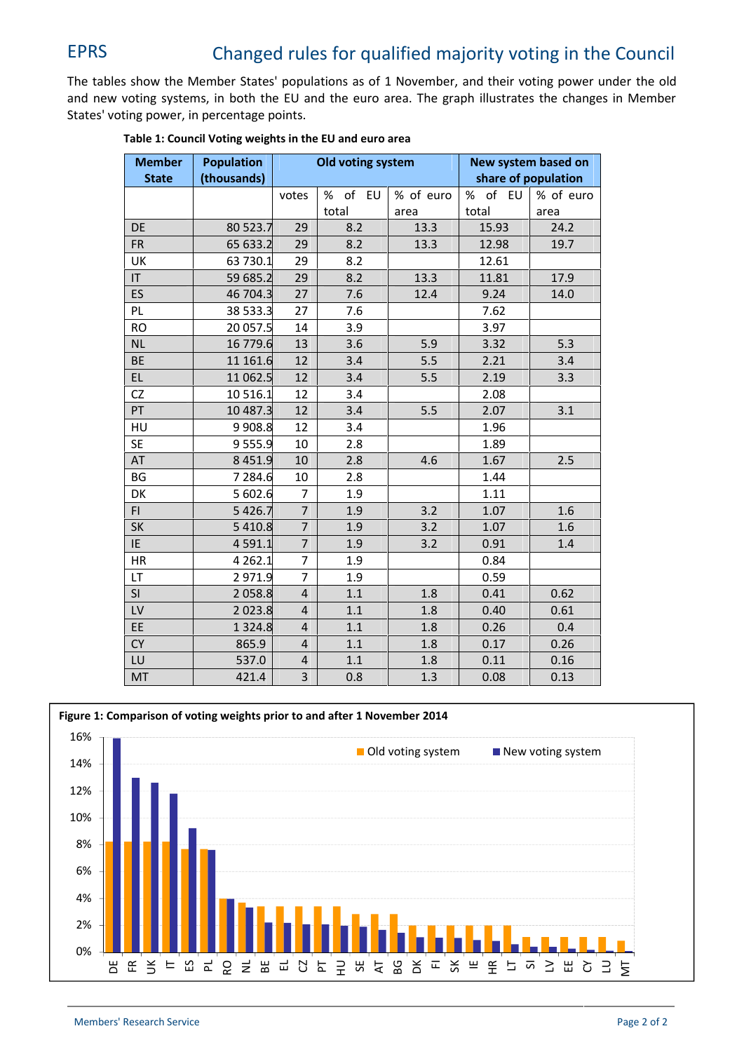## EPRS Changed rules for qualified majority voting in the Council

The tables show the Member States' populations as of 1 November, and their voting power under the old and new voting systems, in both the EU and the euro area. The graph illustrates the changes in Member States' voting power, in percentage points.

**Table 1: Council Voting weights in the EU and euro area**

| Member State | Population (thousands) | Old voting system | | | New system based on share of population | |
|---|---|---|---|---|---|---|
| | | votes | % of EU total | % of euro area | % of EU total | % of euro area |
| DE | 80 523.7 | 29 | 8.2 | 13.3 | 15.93 | 24.2 |
| FR | 65 633.2 | 29 | 8.2 | 13.3 | 12.98 | 19.7 |
| UK | 63 730.1 | 29 | 8.2 | | 12.61 | |
| IT | 59 685.2 | 29 | 8.2 | 13.3 | 11.81 | 17.9 |
| ES | 46 704.3 | 27 | 7.6 | 12.4 | 9.24 | 14.0 |
| PL | 38 533.3 | 27 | 7.6 | | 7.62 | |
| RO | 20 057.5 | 14 | 3.9 | | 3.97 | |
| NL | 16 779.6 | 13 | 3.6 | 5.9 | 3.32 | 5.3 |
| BE | 11 161.6 | 12 | 3.4 | 5.5 | 2.21 | 3.4 |
| EL | 11 062.5 | 12 | 3.4 | 5.5 | 2.19 | 3.3 |
| CZ | 10 516.1 | 12 | 3.4 | | 2.08 | |
| PT | 10 487.3 | 12 | 3.4 | 5.5 | 2.07 | 3.1 |
| HU | 9 908.8 | 12 | 3.4 | | 1.96 | |
| SE | 9 555.9 | 10 | 2.8 | | 1.89 | |
| AT | 8 451.9 | 10 | 2.8 | 4.6 | 1.67 | 2.5 |
| BG | 7 284.6 | 10 | 2.8 | | 1.44 | |
| DK | 5 602.6 | 7 | 1.9 | | 1.11 | |
| FI | 5 426.7 | 7 | 1.9 | 3.2 | 1.07 | 1.6 |
| SK | 5 410.8 | 7 | 1.9 | 3.2 | 1.07 | 1.6 |
| IE | 4 591.1 | 7 | 1.9 | 3.2 | 0.91 | 1.4 |
| HR | 4 262.1 | 7 | 1.9 | | 0.84 | |
| LT | 2 971.9 | 7 | 1.9 | | 0.59 | |
| SI | 2 058.8 | 4 | 1.1 | 1.8 | 0.41 | 0.62 |
| LV | 2 023.8 | 4 | 1.1 | 1.8 | 0.40 | 0.61 |
| EE | 1 324.8 | 4 | 1.1 | 1.8 | 0.26 | 0.4 |
| CY | 865.9 | 4 | 1.1 | 1.8 | 0.17 | 0.26 |
| LU | 537.0 | 4 | 1.1 | 1.8 | 0.11 | 0.16 |
| MT | 421.4 | 3 | 0.8 | 1.3 | 0.08 | 0.13 |

**Figure 1: Comparison of voting weights prior to and after 1 November 2014**

Old voting system
New voting system

16%
14%
12%
10%
8%
6%
4%
2%
0%

DE FR UK IT ES PL RO NL BE EL CZ PT HU SE AT BG DK FI SK IE HR LT SI LV EE CY LU MT

Members' Research Service